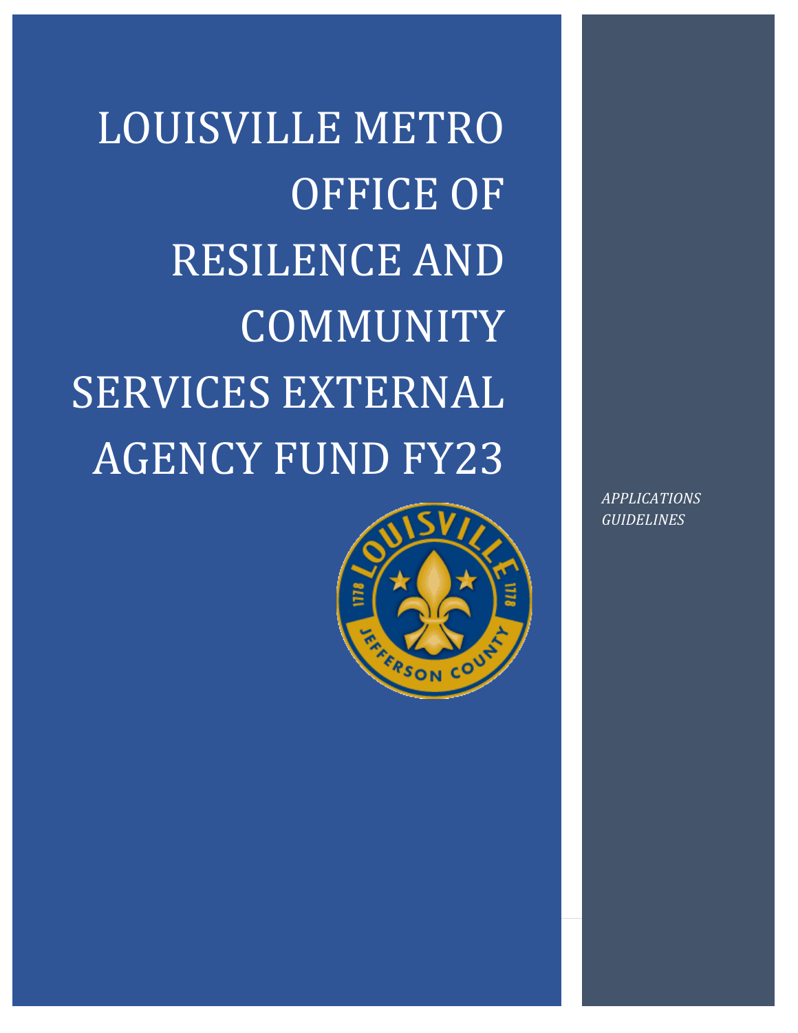# LOUISVILLE METRO OFFICE OF RESILENCE AND COMMUNITY SERVICES EXTERNAL AGENCY FUND FY23

*APPLICATIONS GUIDELINES*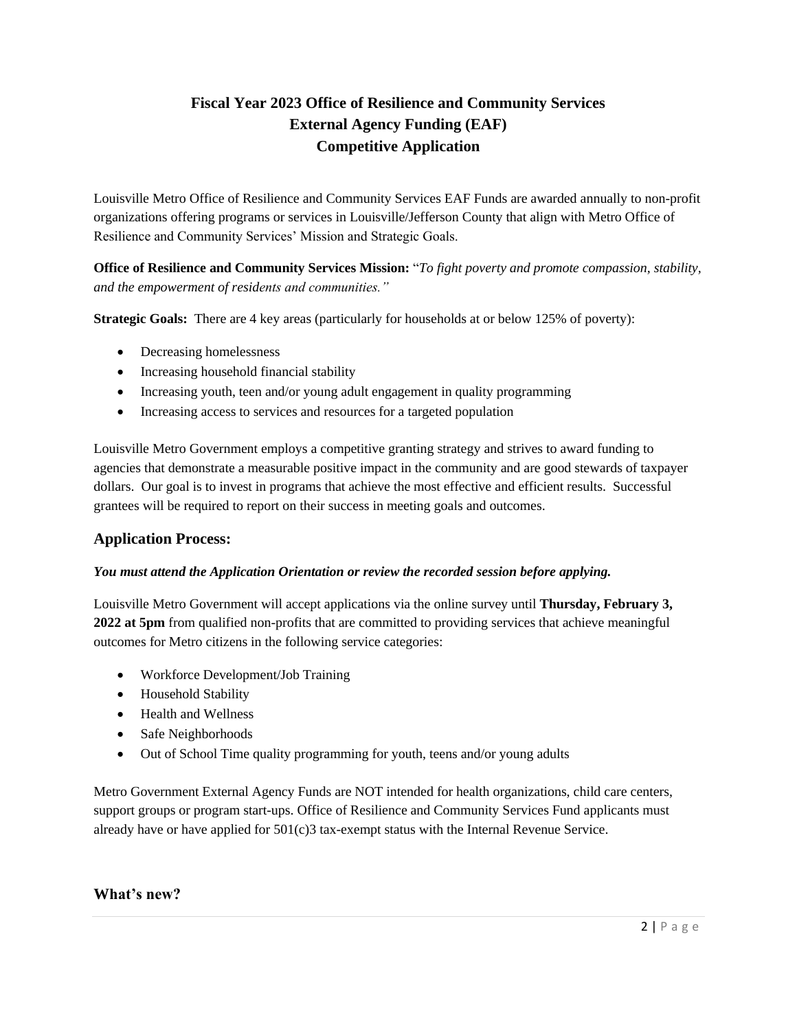# Fiscal Year 2023 Office of Resilience and Community Services External Agency Funding (EAF) Competitive Application

Louisville Metro Office of Resilience and Community Services EAF Funds are awarded annually to non-profit organizations offering programs or services in Louisville/Jefferson County that align with Metro Office of Resilience and Community Services' Mission and Strategic Goals.

**Office of Resilience and Community Services Mission:** "*To fight poverty and promote compassion, stability, and the empowerment of residents and communities.*"

**Strategic Goals:** There are 4 key areas (particularly for households at or below 125% of poverty):

- Decreasing homelessness
- Increasing household financial stability
- Increasing youth, teen and/or young adult engagement in quality programming
- Increasing access to services and resources for a targeted population

Louisville Metro Government employs a competitive granting strategy and strives to award funding to agencies that demonstrate a measurable positive impact in the community and are good stewards of taxpayer dollars. Our goal is to invest in programs that achieve the most effective and efficient results. Successful grantees will be required to report on their success in meeting goals and outcomes.

## Application Process:

***You must attend the Application Orientation or review the recorded session before applying.***

Louisville Metro Government will accept applications via the online survey until **Thursday, February 3, 2022 at 5pm** from qualified non-profits that are committed to providing services that achieve meaningful outcomes for Metro citizens in the following service categories:

- Workforce Development/Job Training
- Household Stability
- Health and Wellness
- Safe Neighborhoods
- Out of School Time quality programming for youth, teens and/or young adults

Metro Government External Agency Funds are NOT intended for health organizations, child care centers, support groups or program start-ups. Office of Resilience and Community Services Fund applicants must already have or have applied for 501(c)3 tax-exempt status with the Internal Revenue Service.

## What's new?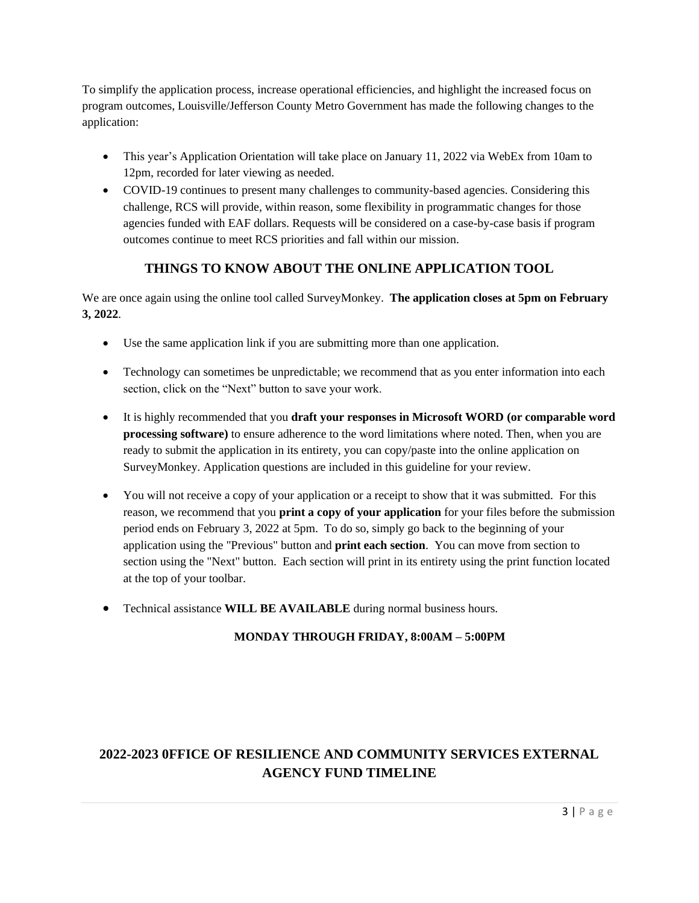To simplify the application process, increase operational efficiencies, and highlight the increased focus on program outcomes, Louisville/Jefferson County Metro Government has made the following changes to the application:

- This year's Application Orientation will take place on January 11, 2022 via WebEx from 10am to 12pm, recorded for later viewing as needed.
- COVID-19 continues to present many challenges to community-based agencies. Considering this challenge, RCS will provide, within reason, some flexibility in programmatic changes for those agencies funded with EAF dollars. Requests will be considered on a case-by-case basis if program outcomes continue to meet RCS priorities and fall within our mission.

## THINGS TO KNOW ABOUT THE ONLINE APPLICATION TOOL

We are once again using the online tool called SurveyMonkey. **The application closes at 5pm on February 3, 2022**.

- Use the same application link if you are submitting more than one application.
- Technology can sometimes be unpredictable; we recommend that as you enter information into each section, click on the "Next" button to save your work.
- It is highly recommended that you **draft your responses in Microsoft WORD (or comparable word processing software)** to ensure adherence to the word limitations where noted. Then, when you are ready to submit the application in its entirety, you can copy/paste into the online application on SurveyMonkey. Application questions are included in this guideline for your review.
- You will not receive a copy of your application or a receipt to show that it was submitted. For this reason, we recommend that you **print a copy of your application** for your files before the submission period ends on February 3, 2022 at 5pm. To do so, simply go back to the beginning of your application using the "Previous" button and **print each section**. You can move from section to section using the "Next" button. Each section will print in its entirety using the print function located at the top of your toolbar.
- Technical assistance **WILL BE AVAILABLE** during normal business hours.

**MONDAY THROUGH FRIDAY, 8:00AM – 5:00PM**

## 2022-2023 0FFICE OF RESILIENCE AND COMMUNITY SERVICES EXTERNAL AGENCY FUND TIMELINE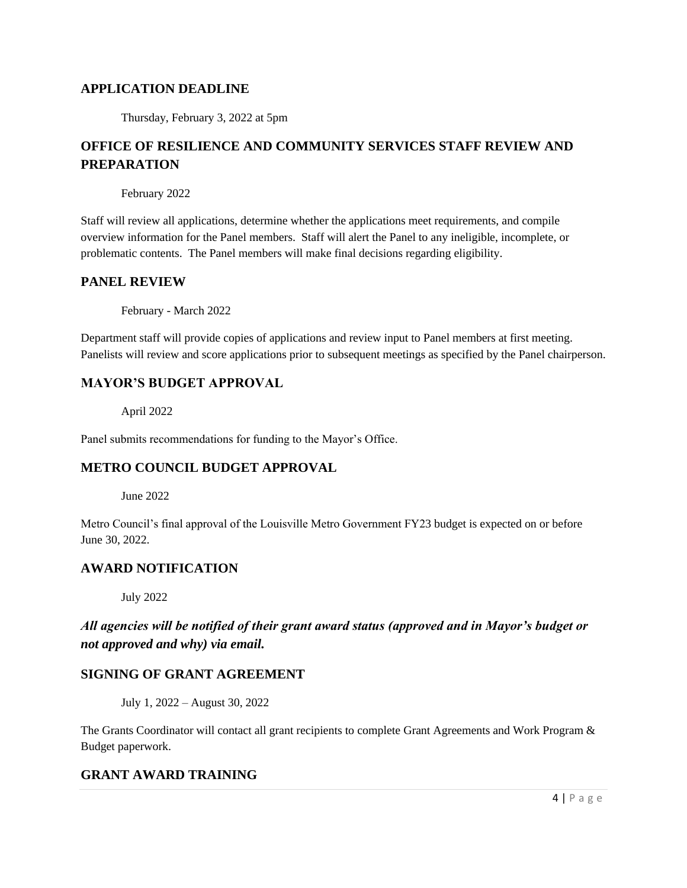## APPLICATION DEADLINE

Thursday, February 3, 2022 at 5pm

## OFFICE OF RESILIENCE AND COMMUNITY SERVICES STAFF REVIEW AND PREPARATION

February 2022

Staff will review all applications, determine whether the applications meet requirements, and compile overview information for the Panel members. Staff will alert the Panel to any ineligible, incomplete, or problematic contents. The Panel members will make final decisions regarding eligibility.

## PANEL REVIEW

February - March 2022

Department staff will provide copies of applications and review input to Panel members at first meeting. Panelists will review and score applications prior to subsequent meetings as specified by the Panel chairperson.

## MAYOR'S BUDGET APPROVAL

April 2022

Panel submits recommendations for funding to the Mayor's Office.

## METRO COUNCIL BUDGET APPROVAL

June 2022

Metro Council's final approval of the Louisville Metro Government FY23 budget is expected on or before June 30, 2022.

## AWARD NOTIFICATION

July 2022

***All agencies will be notified of their grant award status (approved and in Mayor's budget or not approved and why) via email.***

## SIGNING OF GRANT AGREEMENT

July 1, 2022 – August 30, 2022

The Grants Coordinator will contact all grant recipients to complete Grant Agreements and Work Program & Budget paperwork.

## GRANT AWARD TRAINING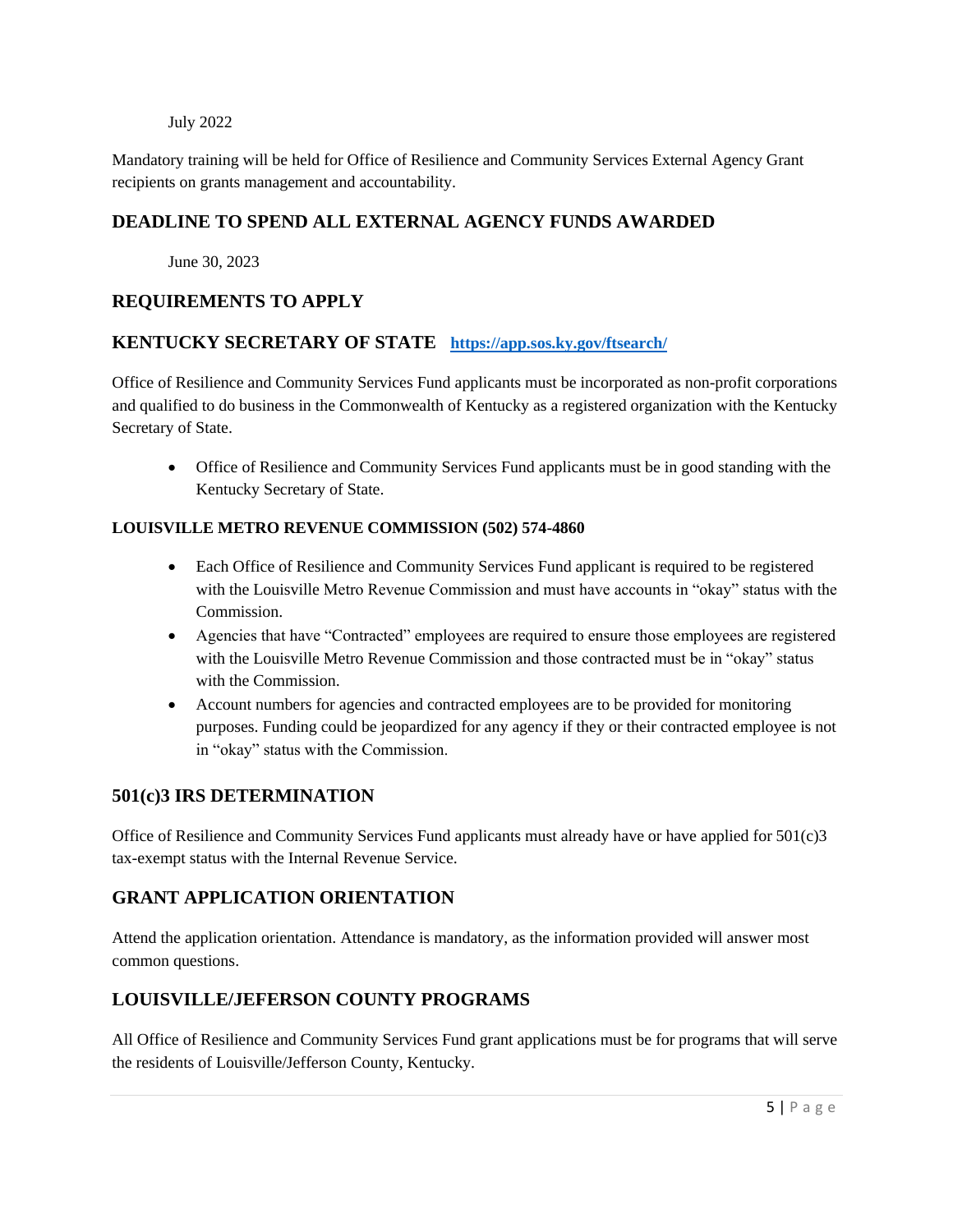July 2022

Mandatory training will be held for Office of Resilience and Community Services External Agency Grant recipients on grants management and accountability.

## DEADLINE TO SPEND ALL EXTERNAL AGENCY FUNDS AWARDED

June 30, 2023

## REQUIREMENTS TO APPLY

## KENTUCKY SECRETARY OF STATE https://app.sos.ky.gov/ftsearch/

Office of Resilience and Community Services Fund applicants must be incorporated as non-profit corporations and qualified to do business in the Commonwealth of Kentucky as a registered organization with the Kentucky Secretary of State.

- Office of Resilience and Community Services Fund applicants must be in good standing with the Kentucky Secretary of State.

### LOUISVILLE METRO REVENUE COMMISSION (502) 574-4860

- Each Office of Resilience and Community Services Fund applicant is required to be registered with the Louisville Metro Revenue Commission and must have accounts in "okay" status with the Commission.
- Agencies that have "Contracted" employees are required to ensure those employees are registered with the Louisville Metro Revenue Commission and those contracted must be in "okay" status with the Commission.
- Account numbers for agencies and contracted employees are to be provided for monitoring purposes. Funding could be jeopardized for any agency if they or their contracted employee is not in "okay" status with the Commission.

## 501(c)3 IRS DETERMINATION

Office of Resilience and Community Services Fund applicants must already have or have applied for 501(c)3 tax-exempt status with the Internal Revenue Service.

## GRANT APPLICATION ORIENTATION

Attend the application orientation. Attendance is mandatory, as the information provided will answer most common questions.

## LOUISVILLE/JEFERSON COUNTY PROGRAMS

All Office of Resilience and Community Services Fund grant applications must be for programs that will serve the residents of Louisville/Jefferson County, Kentucky.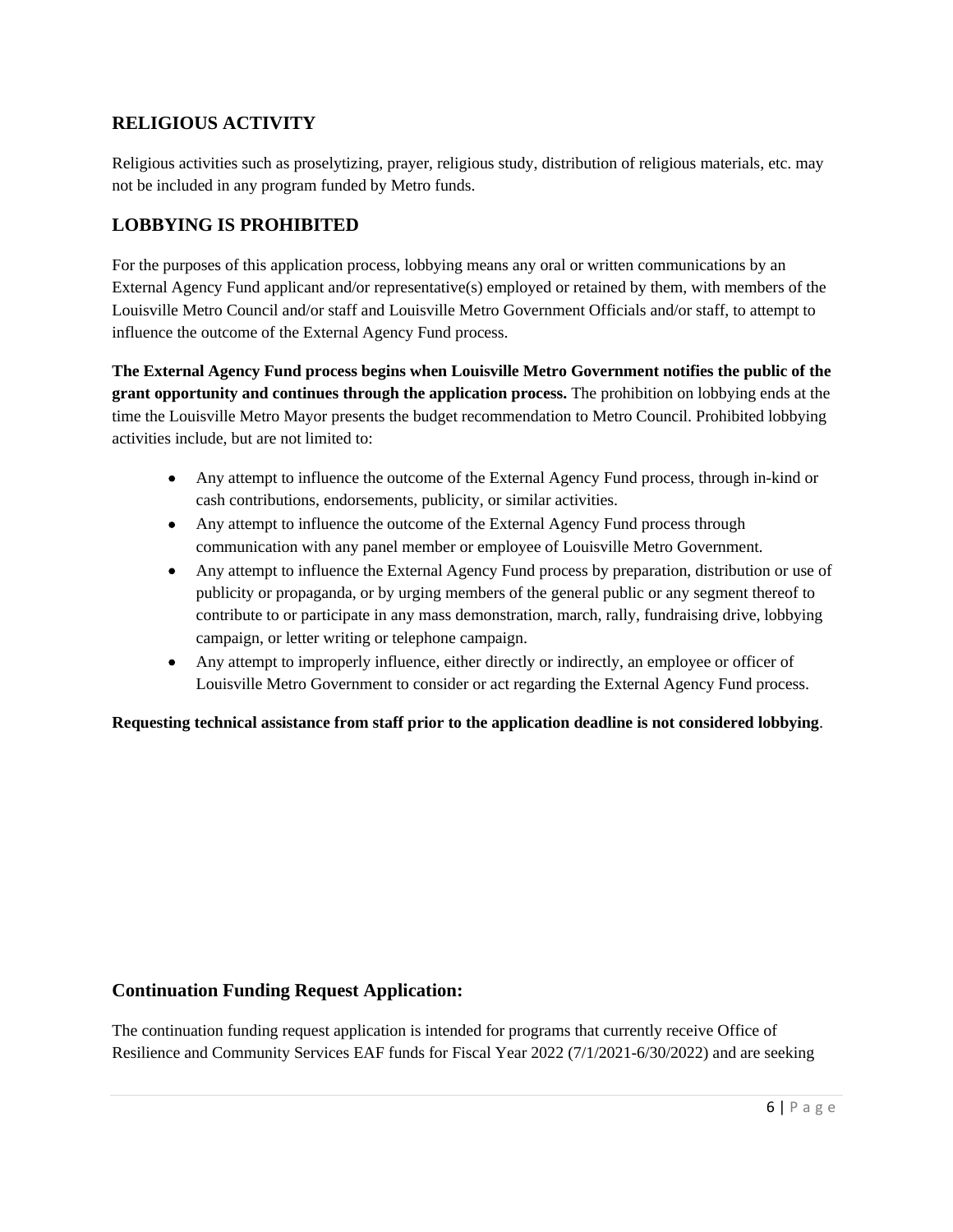## RELIGIOUS ACTIVITY

Religious activities such as proselytizing, prayer, religious study, distribution of religious materials, etc. may not be included in any program funded by Metro funds.

## LOBBYING IS PROHIBITED

For the purposes of this application process, lobbying means any oral or written communications by an External Agency Fund applicant and/or representative(s) employed or retained by them, with members of the Louisville Metro Council and/or staff and Louisville Metro Government Officials and/or staff, to attempt to influence the outcome of the External Agency Fund process.

**The External Agency Fund process begins when Louisville Metro Government notifies the public of the grant opportunity and continues through the application process.** The prohibition on lobbying ends at the time the Louisville Metro Mayor presents the budget recommendation to Metro Council. Prohibited lobbying activities include, but are not limited to:

- Any attempt to influence the outcome of the External Agency Fund process, through in-kind or cash contributions, endorsements, publicity, or similar activities.
- Any attempt to influence the outcome of the External Agency Fund process through communication with any panel member or employee of Louisville Metro Government.
- Any attempt to influence the External Agency Fund process by preparation, distribution or use of publicity or propaganda, or by urging members of the general public or any segment thereof to contribute to or participate in any mass demonstration, march, rally, fundraising drive, lobbying campaign, or letter writing or telephone campaign.
- Any attempt to improperly influence, either directly or indirectly, an employee or officer of Louisville Metro Government to consider or act regarding the External Agency Fund process.

**Requesting technical assistance from staff prior to the application deadline is not considered lobbying**.

## Continuation Funding Request Application:

The continuation funding request application is intended for programs that currently receive Office of Resilience and Community Services EAF funds for Fiscal Year 2022 (7/1/2021-6/30/2022) and are seeking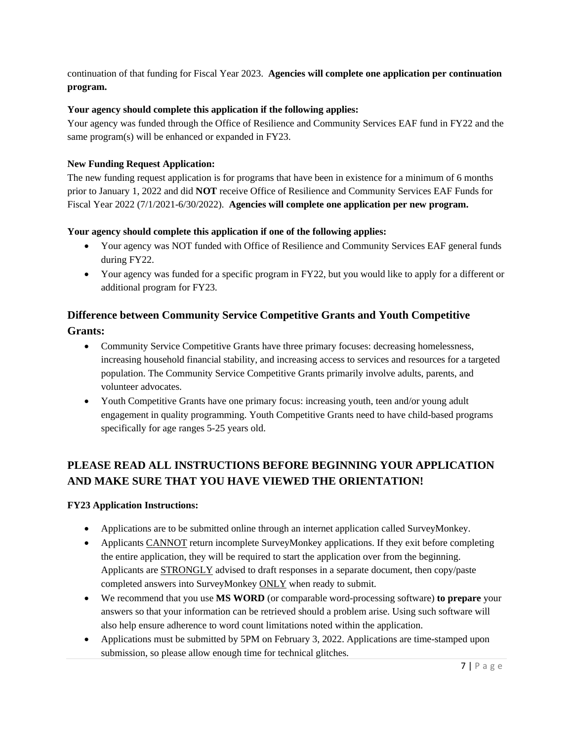continuation of that funding for Fiscal Year 2023. **Agencies will complete one application per continuation program.**

**Your agency should complete this application if the following applies:**
Your agency was funded through the Office of Resilience and Community Services EAF fund in FY22 and the same program(s) will be enhanced or expanded in FY23.

**New Funding Request Application:**
The new funding request application is for programs that have been in existence for a minimum of 6 months prior to January 1, 2022 and did **NOT** receive Office of Resilience and Community Services EAF Funds for Fiscal Year 2022 (7/1/2021-6/30/2022). **Agencies will complete one application per new program.**

**Your agency should complete this application if one of the following applies:**

- Your agency was NOT funded with Office of Resilience and Community Services EAF general funds during FY22.
- Your agency was funded for a specific program in FY22, but you would like to apply for a different or additional program for FY23.

## Difference between Community Service Competitive Grants and Youth Competitive Grants:

- Community Service Competitive Grants have three primary focuses: decreasing homelessness, increasing household financial stability, and increasing access to services and resources for a targeted population. The Community Service Competitive Grants primarily involve adults, parents, and volunteer advocates.
- Youth Competitive Grants have one primary focus: increasing youth, teen and/or young adult engagement in quality programming. Youth Competitive Grants need to have child-based programs specifically for age ranges 5-25 years old.

## PLEASE READ ALL INSTRUCTIONS BEFORE BEGINNING YOUR APPLICATION AND MAKE SURE THAT YOU HAVE VIEWED THE ORIENTATION!

**FY23 Application Instructions:**

- Applications are to be submitted online through an internet application called SurveyMonkey.
- Applicants CANNOT return incomplete SurveyMonkey applications. If they exit before completing the entire application, they will be required to start the application over from the beginning. Applicants are STRONGLY advised to draft responses in a separate document, then copy/paste completed answers into SurveyMonkey ONLY when ready to submit.
- We recommend that you use **MS WORD** (or comparable word-processing software) **to prepare** your answers so that your information can be retrieved should a problem arise. Using such software will also help ensure adherence to word count limitations noted within the application.
- Applications must be submitted by 5PM on February 3, 2022. Applications are time-stamped upon submission, so please allow enough time for technical glitches.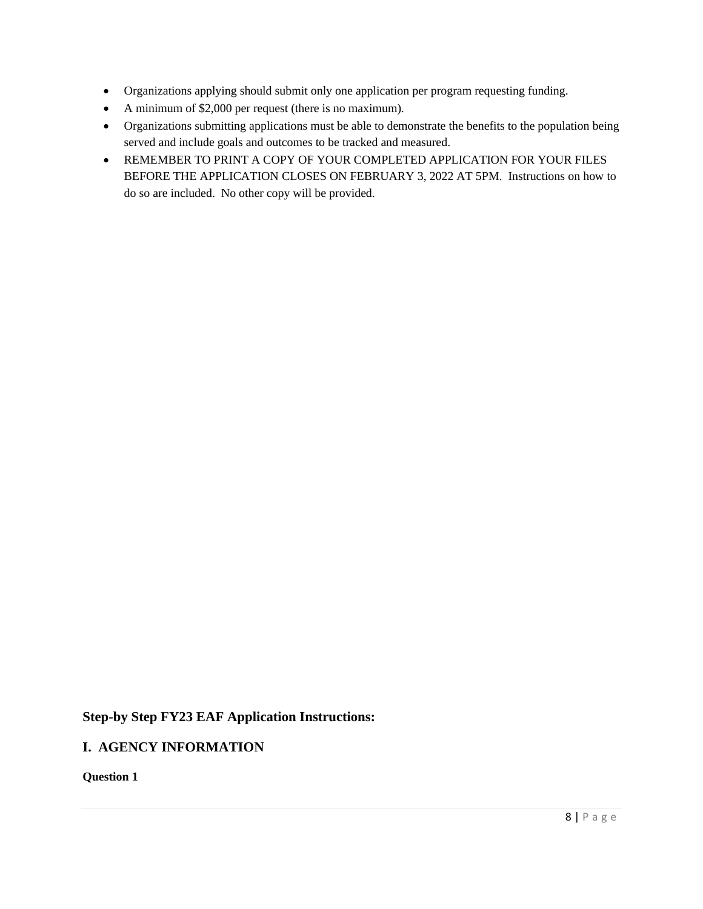- Organizations applying should submit only one application per program requesting funding.
- A minimum of $2,000 per request (there is no maximum).
- Organizations submitting applications must be able to demonstrate the benefits to the population being served and include goals and outcomes to be tracked and measured.
- REMEMBER TO PRINT A COPY OF YOUR COMPLETED APPLICATION FOR YOUR FILES BEFORE THE APPLICATION CLOSES ON FEBRUARY 3, 2022 AT 5PM. Instructions on how to do so are included. No other copy will be provided.

## Step-by Step FY23 EAF Application Instructions:

## I. AGENCY INFORMATION

**Question 1**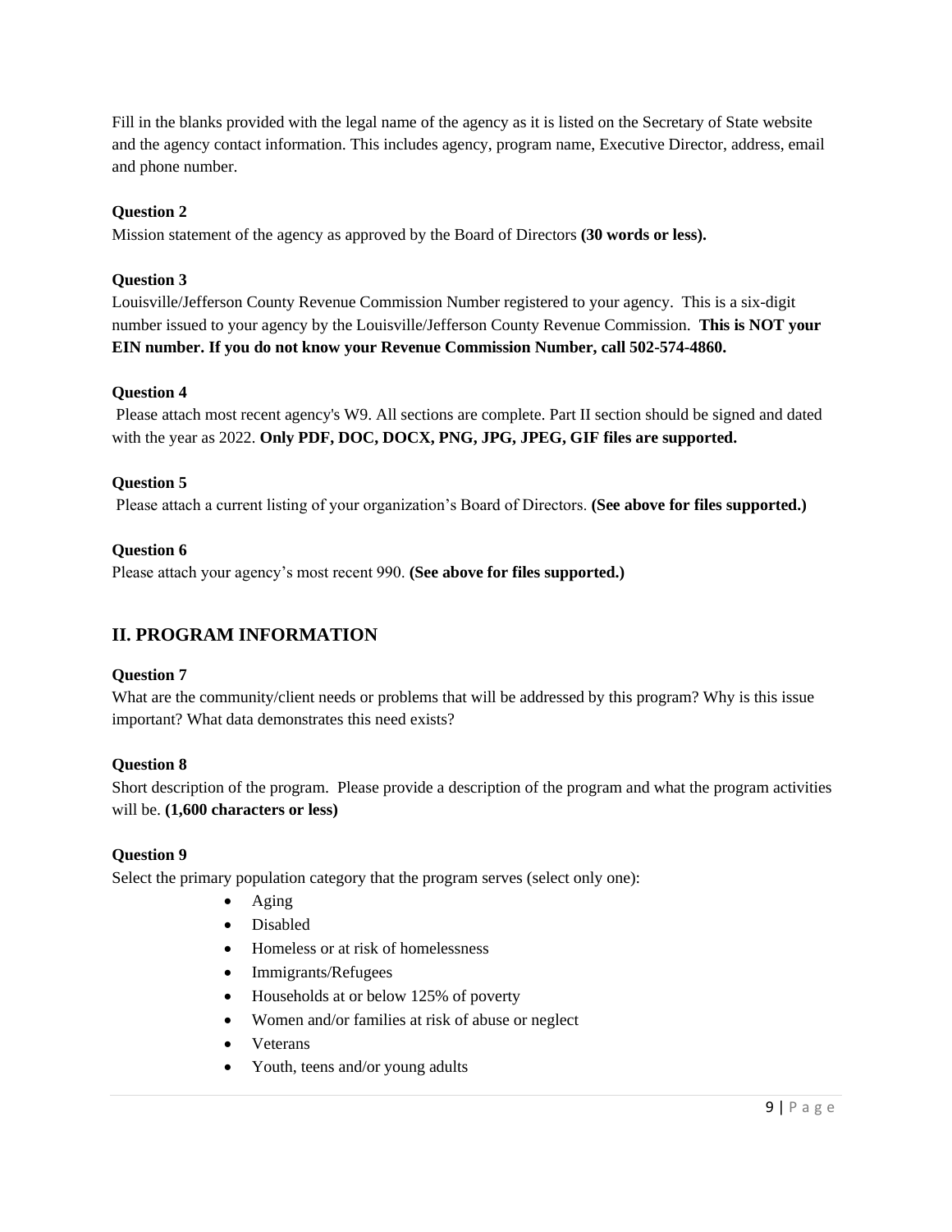Fill in the blanks provided with the legal name of the agency as it is listed on the Secretary of State website and the agency contact information. This includes agency, program name, Executive Director, address, email and phone number.

**Question 2**

Mission statement of the agency as approved by the Board of Directors **(30 words or less).**

**Question 3**

Louisville/Jefferson County Revenue Commission Number registered to your agency. This is a six-digit number issued to your agency by the Louisville/Jefferson County Revenue Commission. **This is NOT your EIN number. If you do not know your Revenue Commission Number, call 502-574-4860.**

**Question 4**

Please attach most recent agency's W9. All sections are complete. Part II section should be signed and dated with the year as 2022. **Only PDF, DOC, DOCX, PNG, JPG, JPEG, GIF files are supported.**

**Question 5**

Please attach a current listing of your organization's Board of Directors. **(See above for files supported.)**

**Question 6**

Please attach your agency's most recent 990. **(See above for files supported.)**

## II. PROGRAM INFORMATION

**Question 7**

What are the community/client needs or problems that will be addressed by this program? Why is this issue important? What data demonstrates this need exists?

**Question 8**

Short description of the program. Please provide a description of the program and what the program activities will be. **(1,600 characters or less)**

**Question 9**

Select the primary population category that the program serves (select only one):

- Aging
- Disabled
- Homeless or at risk of homelessness
- Immigrants/Refugees
- Households at or below 125% of poverty
- Women and/or families at risk of abuse or neglect
- Veterans
- Youth, teens and/or young adults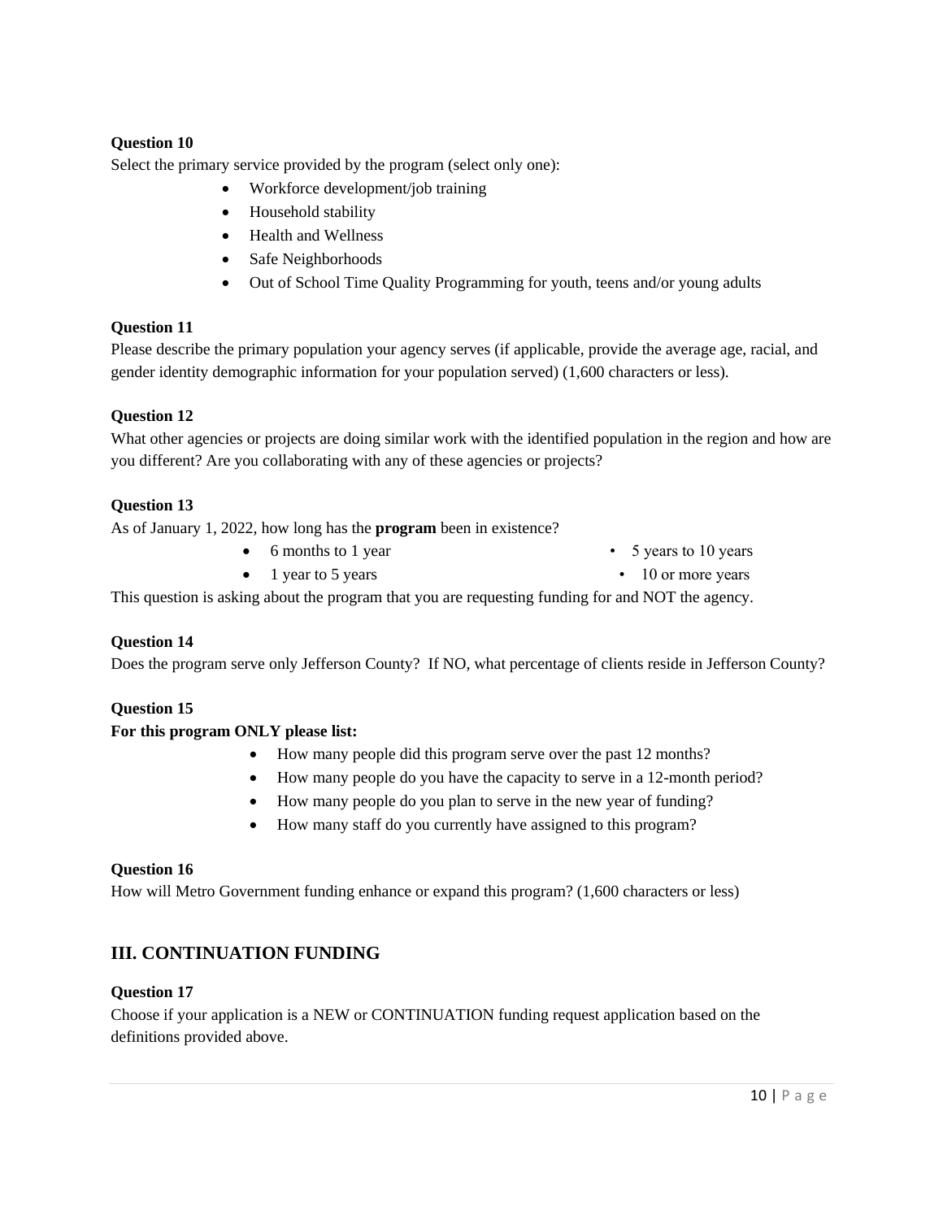**Question 10**

Select the primary service provided by the program (select only one):

- Workforce development/job training
- Household stability
- Health and Wellness
- Safe Neighborhoods
- Out of School Time Quality Programming for youth, teens and/or young adults

**Question 11**

Please describe the primary population your agency serves (if applicable, provide the average age, racial, and gender identity demographic information for your population served) (1,600 characters or less).

**Question 12**

What other agencies or projects are doing similar work with the identified population in the region and how are you different? Are you collaborating with any of these agencies or projects?

**Question 13**

As of January 1, 2022, how long has the **program** been in existence?

- 6 months to 1 year
- 1 year to 5 years
- 5 years to 10 years
- 10 or more years

This question is asking about the program that you are requesting funding for and NOT the agency.

**Question 14**

Does the program serve only Jefferson County? If NO, what percentage of clients reside in Jefferson County?

**Question 15**

**For this program ONLY please list:**

- How many people did this program serve over the past 12 months?
- How many people do you have the capacity to serve in a 12-month period?
- How many people do you plan to serve in the new year of funding?
- How many staff do you currently have assigned to this program?

**Question 16**

How will Metro Government funding enhance or expand this program? (1,600 characters or less)

## III. CONTINUATION FUNDING

**Question 17**

Choose if your application is a NEW or CONTINUATION funding request application based on the definitions provided above.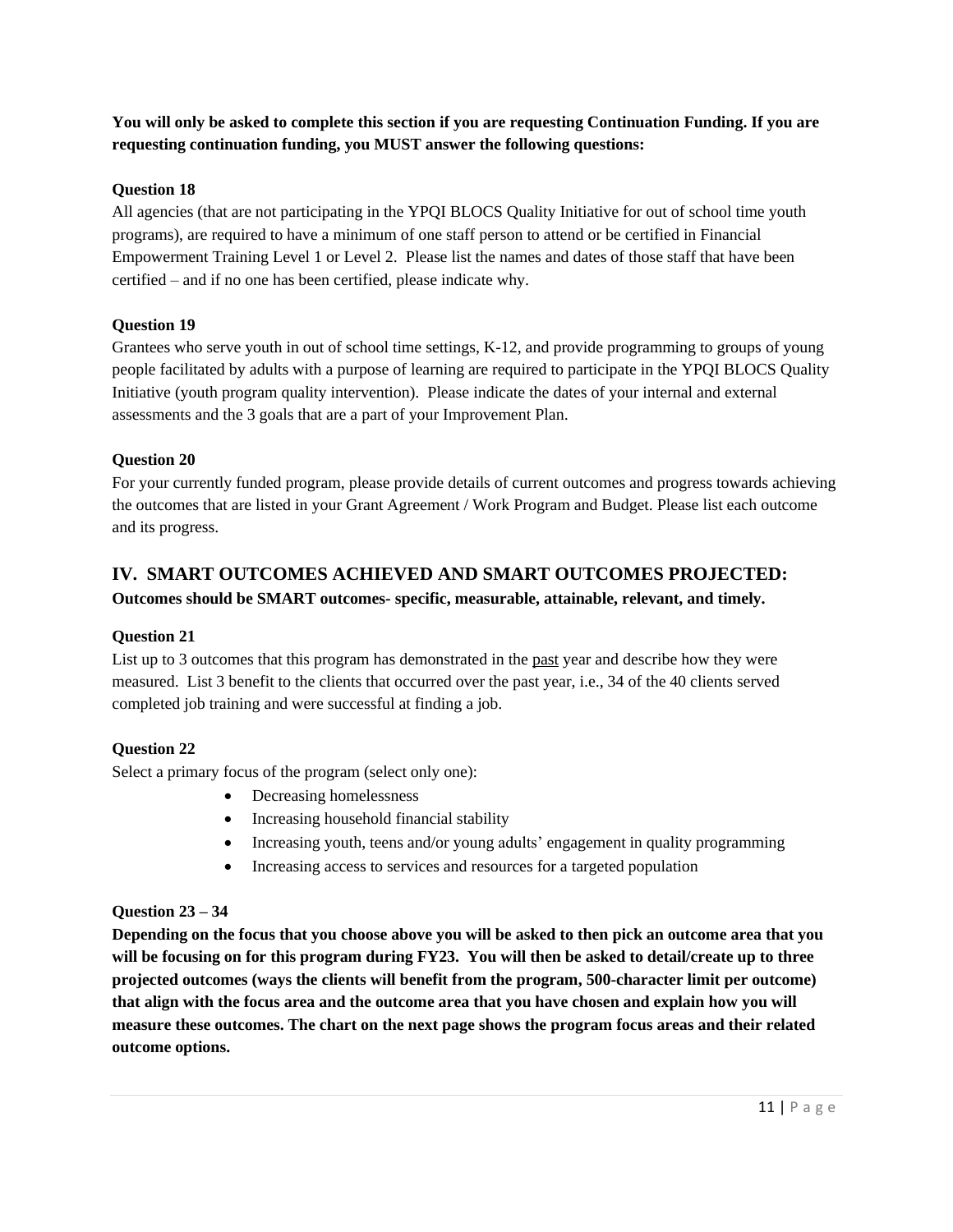**You will only be asked to complete this section if you are requesting Continuation Funding. If you are requesting continuation funding, you MUST answer the following questions:**

**Question 18**

All agencies (that are not participating in the YPQI BLOCS Quality Initiative for out of school time youth programs), are required to have a minimum of one staff person to attend or be certified in Financial Empowerment Training Level 1 or Level 2. Please list the names and dates of those staff that have been certified – and if no one has been certified, please indicate why.

**Question 19**

Grantees who serve youth in out of school time settings, K-12, and provide programming to groups of young people facilitated by adults with a purpose of learning are required to participate in the YPQI BLOCS Quality Initiative (youth program quality intervention). Please indicate the dates of your internal and external assessments and the 3 goals that are a part of your Improvement Plan.

**Question 20**

For your currently funded program, please provide details of current outcomes and progress towards achieving the outcomes that are listed in your Grant Agreement / Work Program and Budget. Please list each outcome and its progress.

## IV. SMART OUTCOMES ACHIEVED AND SMART OUTCOMES PROJECTED:

**Outcomes should be SMART outcomes- specific, measurable, attainable, relevant, and timely.**

**Question 21**

List up to 3 outcomes that this program has demonstrated in the past year and describe how they were measured. List 3 benefit to the clients that occurred over the past year, i.e., 34 of the 40 clients served completed job training and were successful at finding a job.

**Question 22**

Select a primary focus of the program (select only one):

- Decreasing homelessness
- Increasing household financial stability
- Increasing youth, teens and/or young adults' engagement in quality programming
- Increasing access to services and resources for a targeted population

**Question 23 – 34**

**Depending on the focus that you choose above you will be asked to then pick an outcome area that you will be focusing on for this program during FY23. You will then be asked to detail/create up to three projected outcomes (ways the clients will benefit from the program, 500-character limit per outcome) that align with the focus area and the outcome area that you have chosen and explain how you will measure these outcomes. The chart on the next page shows the program focus areas and their related outcome options.**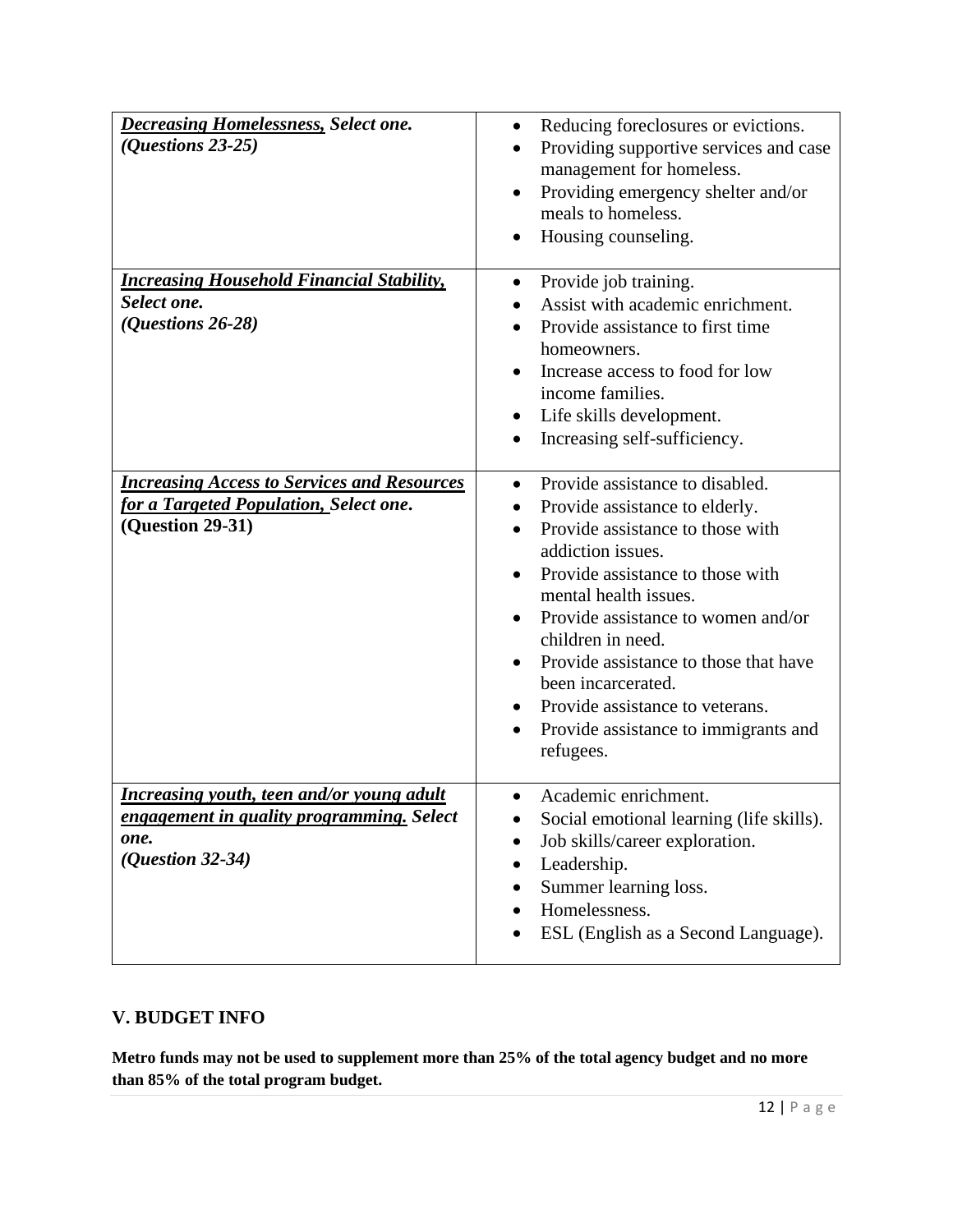| | |
|---|---|
| ***Decreasing Homelessness,* Select one.** ***(Questions 23-25)*** | • Reducing foreclosures or evictions.<br>• Providing supportive services and case management for homeless.<br>• Providing emergency shelter and/or meals to homeless.<br>• Housing counseling. |
| ***Increasing Household Financial Stability,* Select one.** ***(Questions 26-28)*** | • Provide job training.<br>• Assist with academic enrichment.<br>• Provide assistance to first time homeowners.<br>• Increase access to food for low income families.<br>• Life skills development.<br>• Increasing self-sufficiency. |
| ***Increasing Access to Services and Resources for a Targeted Population,* Select one.** **(Question 29-31)** | • Provide assistance to disabled.<br>• Provide assistance to elderly.<br>• Provide assistance to those with addiction issues.<br>• Provide assistance to those with mental health issues.<br>• Provide assistance to women and/or children in need.<br>• Provide assistance to those that have been incarcerated.<br>• Provide assistance to veterans.<br>• Provide assistance to immigrants and refugees. |
| ***Increasing youth, teen and/or young adult engagement in quality programming.* Select one.** ***(Question 32-34)*** | • Academic enrichment.<br>• Social emotional learning (life skills).<br>• Job skills/career exploration.<br>• Leadership.<br>• Summer learning loss.<br>• Homelessness.<br>• ESL (English as a Second Language). |

## V. BUDGET INFO

**Metro funds may not be used to supplement more than 25% of the total agency budget and no more than 85% of the total program budget.**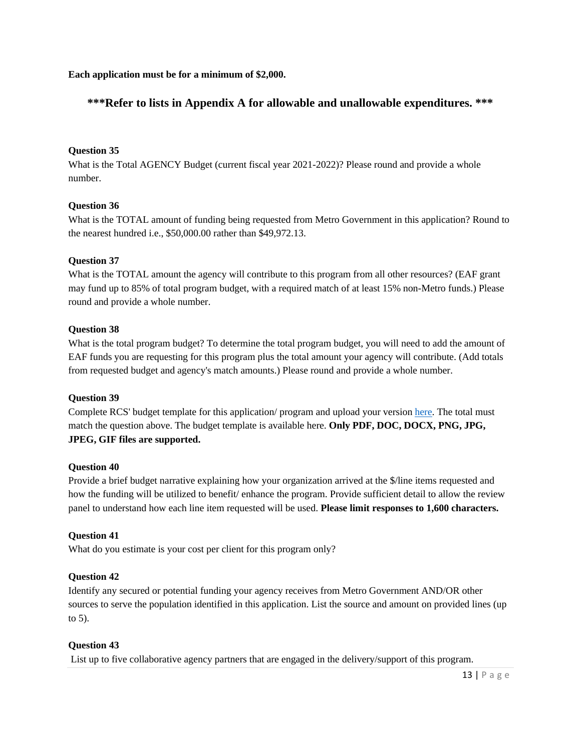**Each application must be for a minimum of $2,000.**

## ***Refer to lists in Appendix A for allowable and unallowable expenditures. ***

**Question 35**
What is the Total AGENCY Budget (current fiscal year 2021-2022)? Please round and provide a whole number.

**Question 36**
What is the TOTAL amount of funding being requested from Metro Government in this application? Round to the nearest hundred i.e., $50,000.00 rather than $49,972.13.

**Question 37**
What is the TOTAL amount the agency will contribute to this program from all other resources? (EAF grant may fund up to 85% of total program budget, with a required match of at least 15% non-Metro funds.) Please round and provide a whole number.

**Question 38**
What is the total program budget? To determine the total program budget, you will need to add the amount of EAF funds you are requesting for this program plus the total amount your agency will contribute. (Add totals from requested budget and agency's match amounts.) Please round and provide a whole number.

**Question 39**
Complete RCS' budget template for this application/ program and upload your version here. The total must match the question above. The budget template is available here. **Only PDF, DOC, DOCX, PNG, JPG, JPEG, GIF files are supported.**

**Question 40**
Provide a brief budget narrative explaining how your organization arrived at the $/line items requested and how the funding will be utilized to benefit/ enhance the program. Provide sufficient detail to allow the review panel to understand how each line item requested will be used. **Please limit responses to 1,600 characters.**

**Question 41**
What do you estimate is your cost per client for this program only?

**Question 42**
Identify any secured or potential funding your agency receives from Metro Government AND/OR other sources to serve the population identified in this application. List the source and amount on provided lines (up to 5).

**Question 43**
List up to five collaborative agency partners that are engaged in the delivery/support of this program.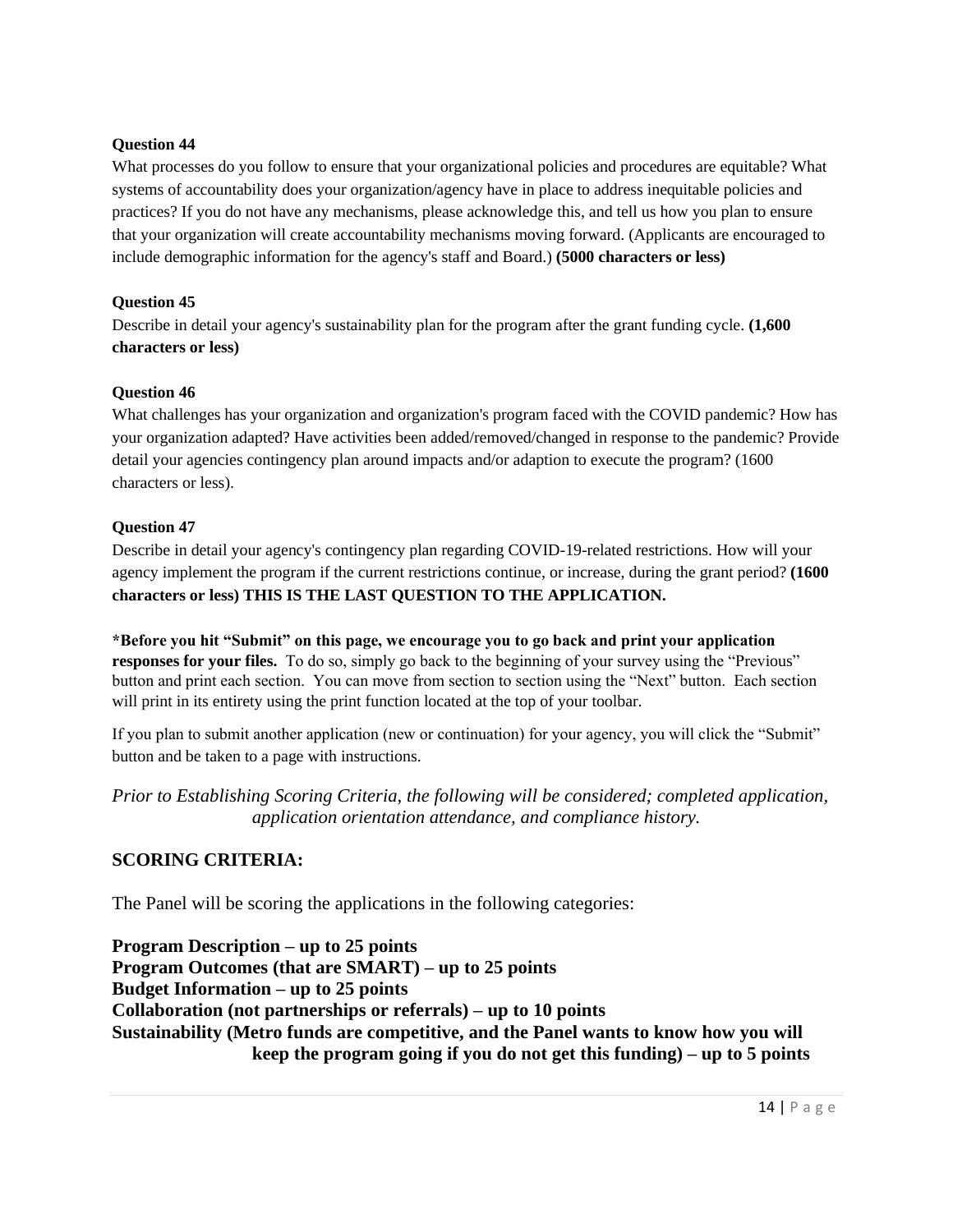**Question 44**

What processes do you follow to ensure that your organizational policies and procedures are equitable? What systems of accountability does your organization/agency have in place to address inequitable policies and practices? If you do not have any mechanisms, please acknowledge this, and tell us how you plan to ensure that your organization will create accountability mechanisms moving forward. (Applicants are encouraged to include demographic information for the agency's staff and Board.) **(5000 characters or less)**

**Question 45**

Describe in detail your agency's sustainability plan for the program after the grant funding cycle. **(1,600 characters or less)**

**Question 46**

What challenges has your organization and organization's program faced with the COVID pandemic? How has your organization adapted? Have activities been added/removed/changed in response to the pandemic? Provide detail your agencies contingency plan around impacts and/or adaption to execute the program? (1600 characters or less).

**Question 47**

Describe in detail your agency's contingency plan regarding COVID-19-related restrictions. How will your agency implement the program if the current restrictions continue, or increase, during the grant period? **(1600 characters or less) THIS IS THE LAST QUESTION TO THE APPLICATION.**

**\*Before you hit "Submit" on this page, we encourage you to go back and print your application responses for your files.** To do so, simply go back to the beginning of your survey using the "Previous" button and print each section. You can move from section to section using the "Next" button. Each section will print in its entirety using the print function located at the top of your toolbar.

If you plan to submit another application (new or continuation) for your agency, you will click the "Submit" button and be taken to a page with instructions.

*Prior to Establishing Scoring Criteria, the following will be considered; completed application, application orientation attendance, and compliance history.*

## SCORING CRITERIA:

The Panel will be scoring the applications in the following categories:

**Program Description – up to 25 points**
**Program Outcomes (that are SMART) – up to 25 points**
**Budget Information – up to 25 points**
**Collaboration (not partnerships or referrals) – up to 10 points**
**Sustainability (Metro funds are competitive, and the Panel wants to know how you will keep the program going if you do not get this funding) – up to 5 points**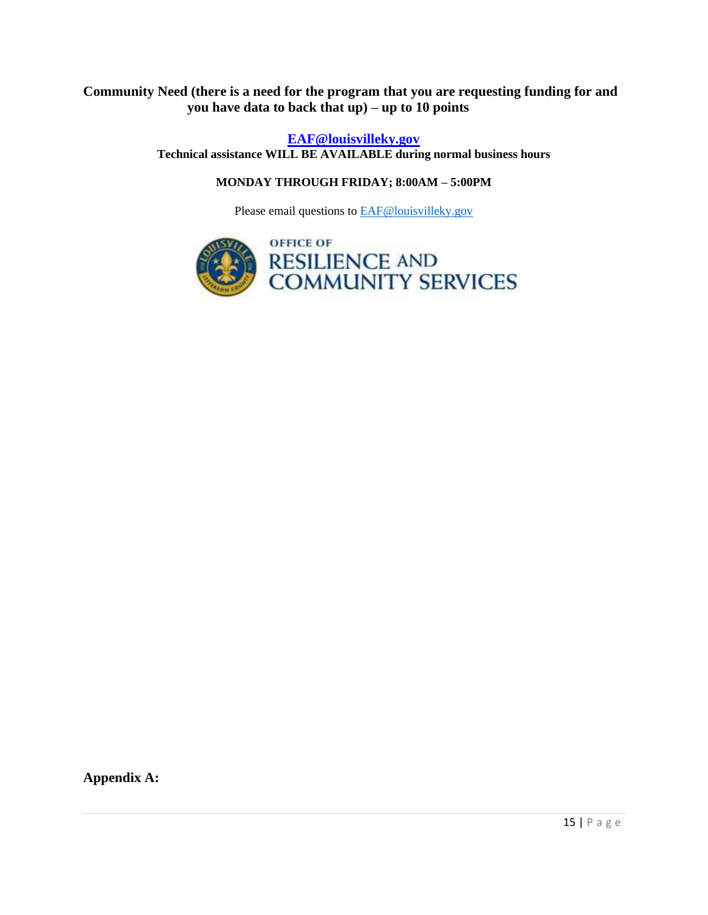**Community Need (there is a need for the program that you are requesting funding for and you have data to back that up) – up to 10 points**

**EAF@louisvilleky.gov**

**Technical assistance WILL BE AVAILABLE during normal business hours**

**MONDAY THROUGH FRIDAY; 8:00AM – 5:00PM**

Please email questions to EAF@louisvilleky.gov

OFFICE OF
RESILIENCE AND
COMMUNITY SERVICES

**Appendix A:**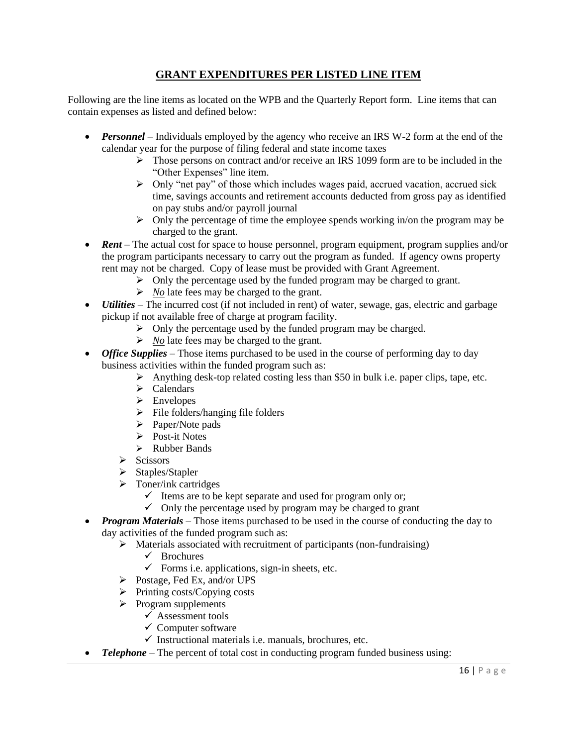## GRANT EXPENDITURES PER LISTED LINE ITEM

Following are the line items as located on the WPB and the Quarterly Report form. Line items that can contain expenses as listed and defined below:

- ***Personnel*** – Individuals employed by the agency who receive an IRS W-2 form at the end of the calendar year for the purpose of filing federal and state income taxes
  - Those persons on contract and/or receive an IRS 1099 form are to be included in the "Other Expenses" line item.
  - Only "net pay" of those which includes wages paid, accrued vacation, accrued sick time, savings accounts and retirement accounts deducted from gross pay as identified on pay stubs and/or payroll journal
  - Only the percentage of time the employee spends working in/on the program may be charged to the grant.
- ***Rent*** – The actual cost for space to house personnel, program equipment, program supplies and/or the program participants necessary to carry out the program as funded. If agency owns property rent may not be charged. Copy of lease must be provided with Grant Agreement.
  - Only the percentage used by the funded program may be charged to grant.
  - ***No*** late fees may be charged to the grant.
- ***Utilities*** – The incurred cost (if not included in rent) of water, sewage, gas, electric and garbage pickup if not available free of charge at program facility.
  - Only the percentage used by the funded program may be charged.
  - ***No*** late fees may be charged to the grant.
- ***Office Supplies*** – Those items purchased to be used in the course of performing day to day business activities within the funded program such as:
  - Anything desk-top related costing less than $50 in bulk i.e. paper clips, tape, etc.
  - Calendars
  - Envelopes
  - File folders/hanging file folders
  - Paper/Note pads
  - Post-it Notes
  - Rubber Bands
  - Scissors
  - Staples/Stapler
  - Toner/ink cartridges
    - Items are to be kept separate and used for program only or;
    - Only the percentage used by program may be charged to grant
- ***Program Materials*** – Those items purchased to be used in the course of conducting the day to day activities of the funded program such as:
  - Materials associated with recruitment of participants (non-fundraising)
    - Brochures
    - Forms i.e. applications, sign-in sheets, etc.
  - Postage, Fed Ex, and/or UPS
  - Printing costs/Copying costs
  - Program supplements
    - Assessment tools
    - Computer software
    - Instructional materials i.e. manuals, brochures, etc.
- ***Telephone*** – The percent of total cost in conducting program funded business using: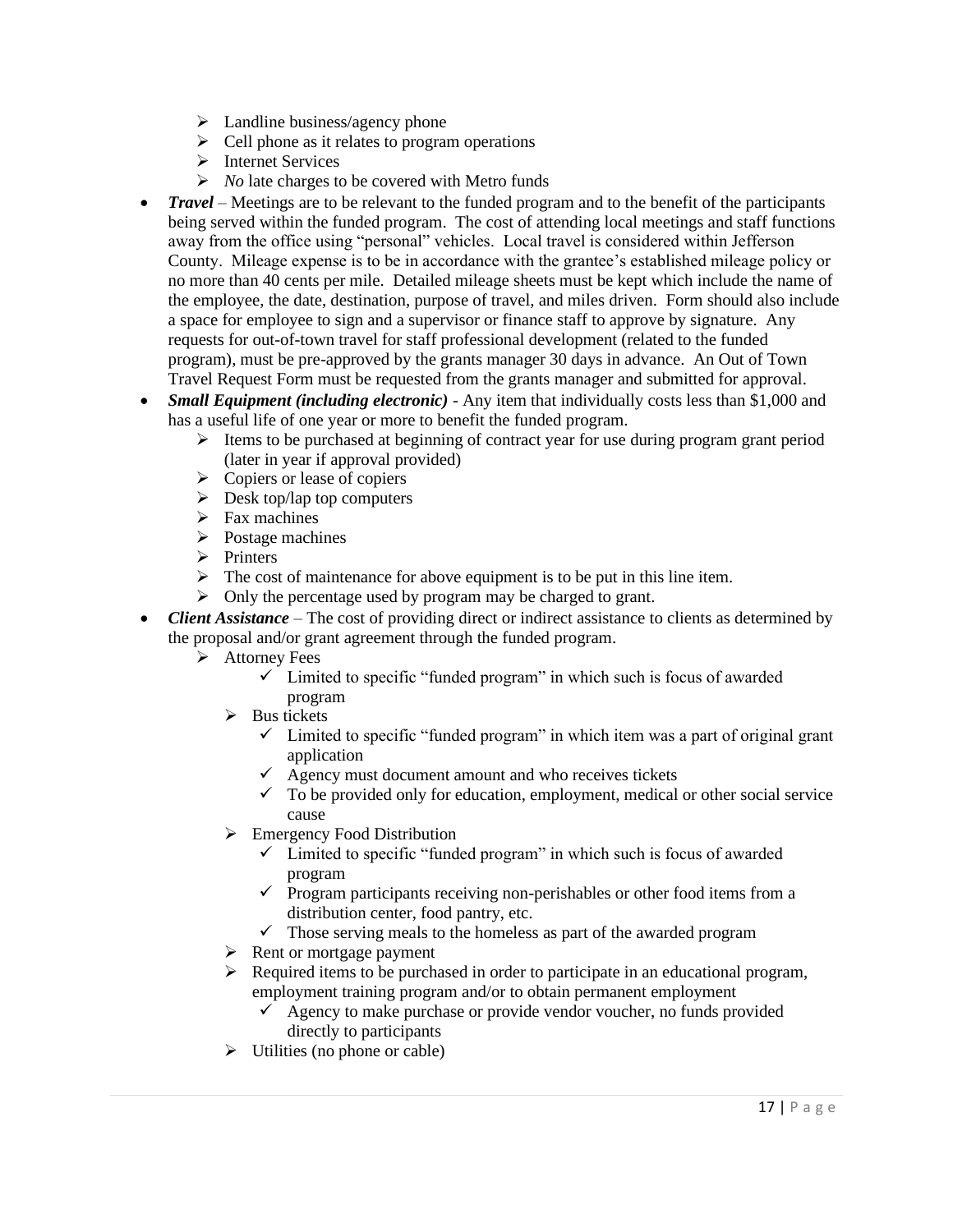- Landline business/agency phone
  - Cell phone as it relates to program operations
  - Internet Services
  - *No* late charges to be covered with Metro funds
- ***Travel*** – Meetings are to be relevant to the funded program and to the benefit of the participants being served within the funded program. The cost of attending local meetings and staff functions away from the office using "personal" vehicles. Local travel is considered within Jefferson County. Mileage expense is to be in accordance with the grantee's established mileage policy or no more than 40 cents per mile. Detailed mileage sheets must be kept which include the name of the employee, the date, destination, purpose of travel, and miles driven. Form should also include a space for employee to sign and a supervisor or finance staff to approve by signature. Any requests for out-of-town travel for staff professional development (related to the funded program), must be pre-approved by the grants manager 30 days in advance. An Out of Town Travel Request Form must be requested from the grants manager and submitted for approval.
- ***Small Equipment (including electronic)*** - Any item that individually costs less than $1,000 and has a useful life of one year or more to benefit the funded program.
  - Items to be purchased at beginning of contract year for use during program grant period (later in year if approval provided)
  - Copiers or lease of copiers
  - Desk top/lap top computers
  - Fax machines
  - Postage machines
  - Printers
  - The cost of maintenance for above equipment is to be put in this line item.
  - Only the percentage used by program may be charged to grant.
- ***Client Assistance*** – The cost of providing direct or indirect assistance to clients as determined by the proposal and/or grant agreement through the funded program.
  - Attorney Fees
    - ✓ Limited to specific "funded program" in which such is focus of awarded program
  - Bus tickets
    - ✓ Limited to specific "funded program" in which item was a part of original grant application
    - ✓ Agency must document amount and who receives tickets
    - ✓ To be provided only for education, employment, medical or other social service cause
  - Emergency Food Distribution
    - ✓ Limited to specific "funded program" in which such is focus of awarded program
    - ✓ Program participants receiving non-perishables or other food items from a distribution center, food pantry, etc.
    - ✓ Those serving meals to the homeless as part of the awarded program
  - Rent or mortgage payment
  - Required items to be purchased in order to participate in an educational program, employment training program and/or to obtain permanent employment
    - ✓ Agency to make purchase or provide vendor voucher, no funds provided directly to participants
  - Utilities (no phone or cable)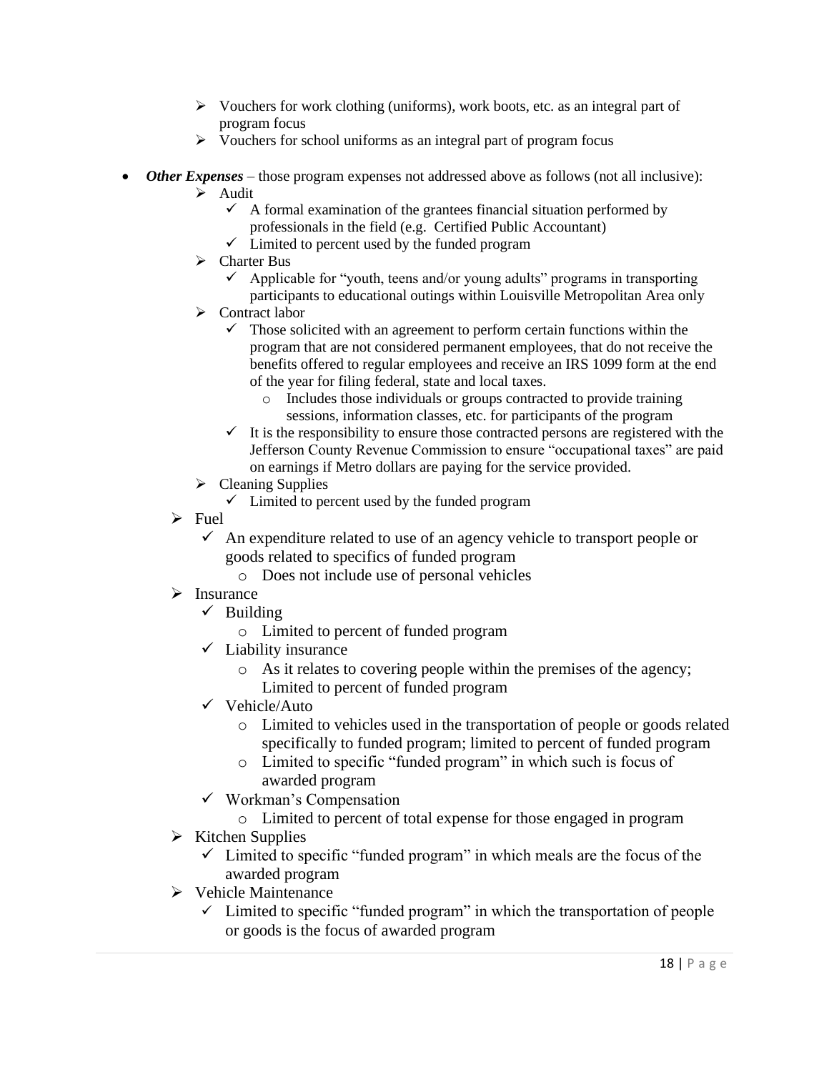- Vouchers for work clothing (uniforms), work boots, etc. as an integral part of program focus
- Vouchers for school uniforms as an integral part of program focus

- ***Other Expenses*** – those program expenses not addressed above as follows (not all inclusive):
  - Audit
    - A formal examination of the grantees financial situation performed by professionals in the field (e.g. Certified Public Accountant)
    - Limited to percent used by the funded program
  - Charter Bus
    - Applicable for "youth, teens and/or young adults" programs in transporting participants to educational outings within Louisville Metropolitan Area only
  - Contract labor
    - Those solicited with an agreement to perform certain functions within the program that are not considered permanent employees, that do not receive the benefits offered to regular employees and receive an IRS 1099 form at the end of the year for filing federal, state and local taxes.
      - Includes those individuals or groups contracted to provide training sessions, information classes, etc. for participants of the program
    - It is the responsibility to ensure those contracted persons are registered with the Jefferson County Revenue Commission to ensure "occupational taxes" are paid on earnings if Metro dollars are paying for the service provided.
  - Cleaning Supplies
    - Limited to percent used by the funded program
  - Fuel
    - An expenditure related to use of an agency vehicle to transport people or goods related to specifics of funded program
      - Does not include use of personal vehicles
  - Insurance
    - Building
      - Limited to percent of funded program
    - Liability insurance
      - As it relates to covering people within the premises of the agency; Limited to percent of funded program
    - Vehicle/Auto
      - Limited to vehicles used in the transportation of people or goods related specifically to funded program; limited to percent of funded program
      - Limited to specific "funded program" in which such is focus of awarded program
    - Workman's Compensation
      - Limited to percent of total expense for those engaged in program
  - Kitchen Supplies
    - Limited to specific "funded program" in which meals are the focus of the awarded program
  - Vehicle Maintenance
    - Limited to specific "funded program" in which the transportation of people or goods is the focus of awarded program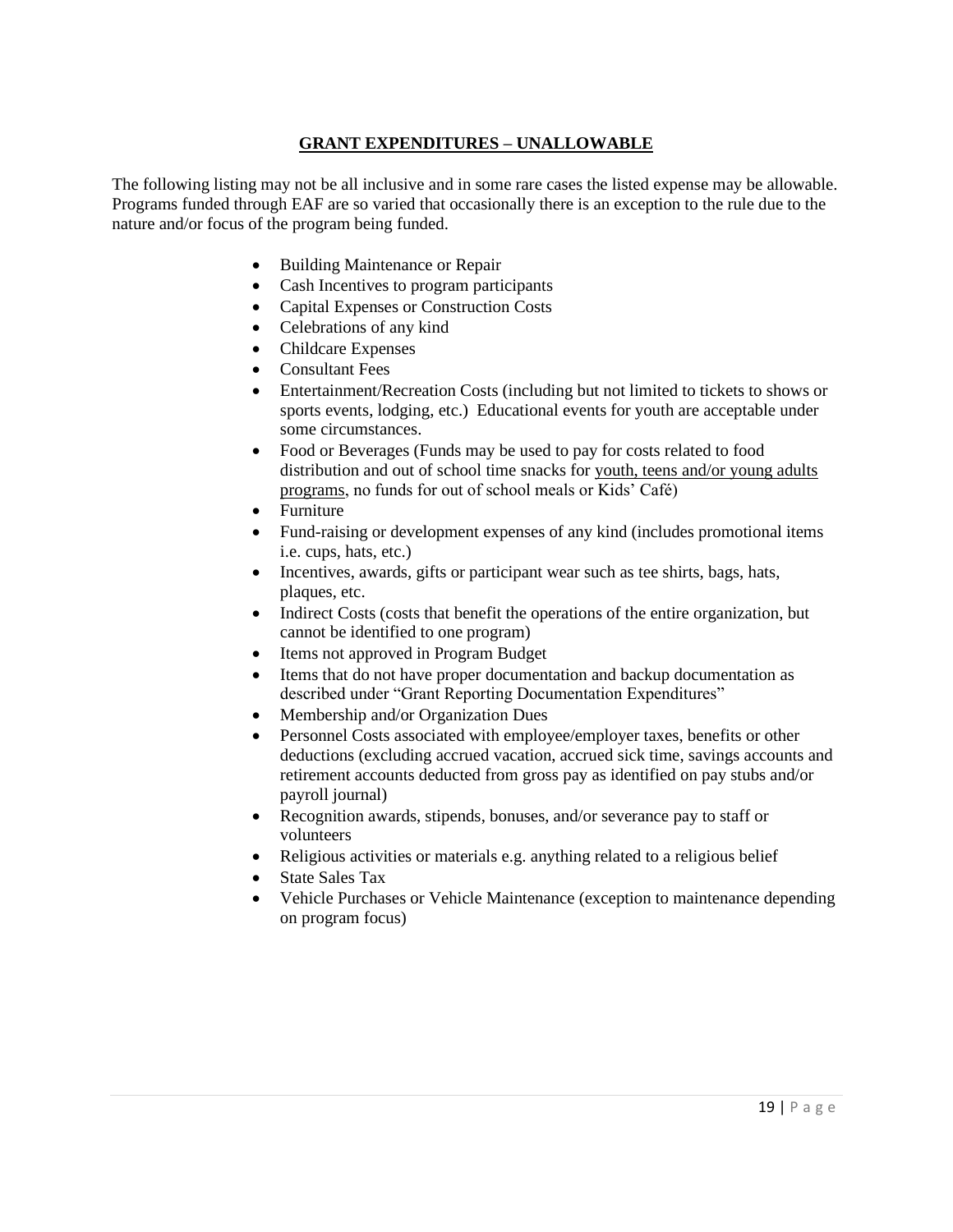## GRANT EXPENDITURES – UNALLOWABLE

The following listing may not be all inclusive and in some rare cases the listed expense may be allowable. Programs funded through EAF are so varied that occasionally there is an exception to the rule due to the nature and/or focus of the program being funded.

- Building Maintenance or Repair
- Cash Incentives to program participants
- Capital Expenses or Construction Costs
- Celebrations of any kind
- Childcare Expenses
- Consultant Fees
- Entertainment/Recreation Costs (including but not limited to tickets to shows or sports events, lodging, etc.) Educational events for youth are acceptable under some circumstances.
- Food or Beverages (Funds may be used to pay for costs related to food distribution and out of school time snacks for youth, teens and/or young adults programs, no funds for out of school meals or Kids' Café)
- Furniture
- Fund-raising or development expenses of any kind (includes promotional items i.e. cups, hats, etc.)
- Incentives, awards, gifts or participant wear such as tee shirts, bags, hats, plaques, etc.
- Indirect Costs (costs that benefit the operations of the entire organization, but cannot be identified to one program)
- Items not approved in Program Budget
- Items that do not have proper documentation and backup documentation as described under "Grant Reporting Documentation Expenditures"
- Membership and/or Organization Dues
- Personnel Costs associated with employee/employer taxes, benefits or other deductions (excluding accrued vacation, accrued sick time, savings accounts and retirement accounts deducted from gross pay as identified on pay stubs and/or payroll journal)
- Recognition awards, stipends, bonuses, and/or severance pay to staff or volunteers
- Religious activities or materials e.g. anything related to a religious belief
- State Sales Tax
- Vehicle Purchases or Vehicle Maintenance (exception to maintenance depending on program focus)